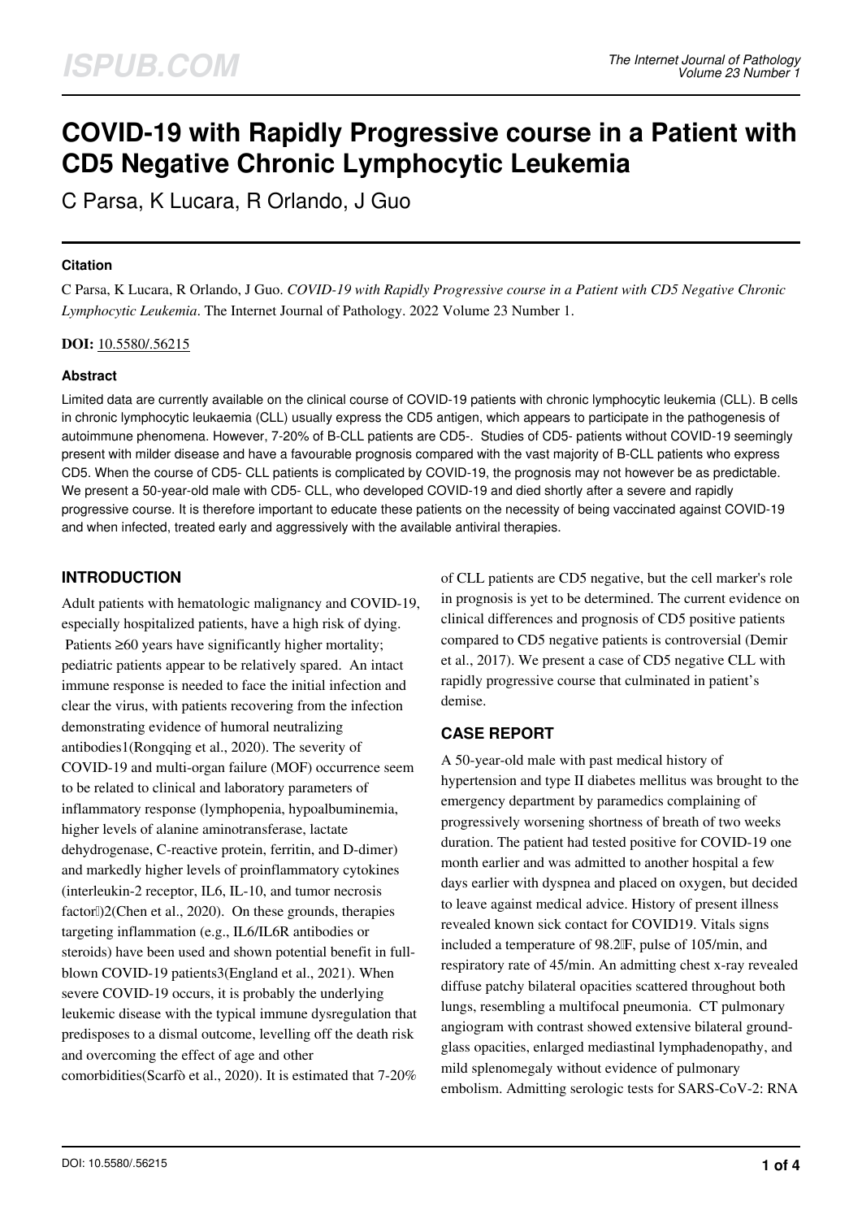# COVID-19 with Rapidly Progressive course in a Patient with CD5 Negative Chronic Lymphocytic Leukemia

C Parsa, K Lucara, R Orlando, J Guo

---

### Citation

C Parsa, K Lucara, R Orlando, J Guo. *COVID-19 with Rapidly Progressive course in a Patient with CD5 Negative Chronic Lymphocytic Leukemia*. The Internet Journal of Pathology. 2022 Volume 23 Number 1.

**DOI:** 10.5580/.56215

### Abstract

Limited data are currently available on the clinical course of COVID-19 patients with chronic lymphocytic leukemia (CLL). B cells in chronic lymphocytic leukaemia (CLL) usually express the CD5 antigen, which appears to participate in the pathogenesis of autoimmune phenomena. However, 7-20% of B-CLL patients are CD5-. Studies of CD5- patients without COVID-19 seemingly present with milder disease and have a favourable prognosis compared with the vast majority of B-CLL patients who express CD5. When the course of CD5- CLL patients is complicated by COVID-19, the prognosis may not however be as predictable. We present a 50-year-old male with CD5- CLL, who developed COVID-19 and died shortly after a severe and rapidly progressive course. It is therefore important to educate these patients on the necessity of being vaccinated against COVID-19 and when infected, treated early and aggressively with the available antiviral therapies.

## INTRODUCTION

Adult patients with hematologic malignancy and COVID-19, especially hospitalized patients, have a high risk of dying. Patients ≥60 years have significantly higher mortality; pediatric patients appear to be relatively spared. An intact immune response is needed to face the initial infection and clear the virus, with patients recovering from the infection demonstrating evidence of humoral neutralizing antibodies1(Rongqing et al., 2020). The severity of COVID-19 and multi-organ failure (MOF) occurrence seem to be related to clinical and laboratory parameters of inflammatory response (lymphopenia, hypoalbuminemia, higher levels of alanine aminotransferase, lactate dehydrogenase, C-reactive protein, ferritin, and D-dimer) and markedly higher levels of proinflammatory cytokines (interleukin-2 receptor, IL6, IL-10, and tumor necrosis factor)2(Chen et al., 2020). On these grounds, therapies targeting inflammation (e.g., IL6/IL6R antibodies or steroids) have been used and shown potential benefit in full-blown COVID-19 patients3(England et al., 2021). When severe COVID-19 occurs, it is probably the underlying leukemic disease with the typical immune dysregulation that predisposes to a dismal outcome, levelling off the death risk and overcoming the effect of age and other comorbidities(Scarfò et al., 2020). It is estimated that 7-20% of CLL patients are CD5 negative, but the cell marker's role in prognosis is yet to be determined. The current evidence on clinical differences and prognosis of CD5 positive patients compared to CD5 negative patients is controversial (Demir et al., 2017). We present a case of CD5 negative CLL with rapidly progressive course that culminated in patient's demise.

## CASE REPORT

A 50-year-old male with past medical history of hypertension and type II diabetes mellitus was brought to the emergency department by paramedics complaining of progressively worsening shortness of breath of two weeks duration. The patient had tested positive for COVID-19 one month earlier and was admitted to another hospital a few days earlier with dyspnea and placed on oxygen, but decided to leave against medical advice. History of present illness revealed known sick contact for COVID19. Vitals signs included a temperature of 98.2°F, pulse of 105/min, and respiratory rate of 45/min. An admitting chest x-ray revealed diffuse patchy bilateral opacities scattered throughout both lungs, resembling a multifocal pneumonia. CT pulmonary angiogram with contrast showed extensive bilateral ground-glass opacities, enlarged mediastinal lymphadenopathy, and mild splenomegaly without evidence of pulmonary embolism. Admitting serologic tests for SARS-CoV-2: RNA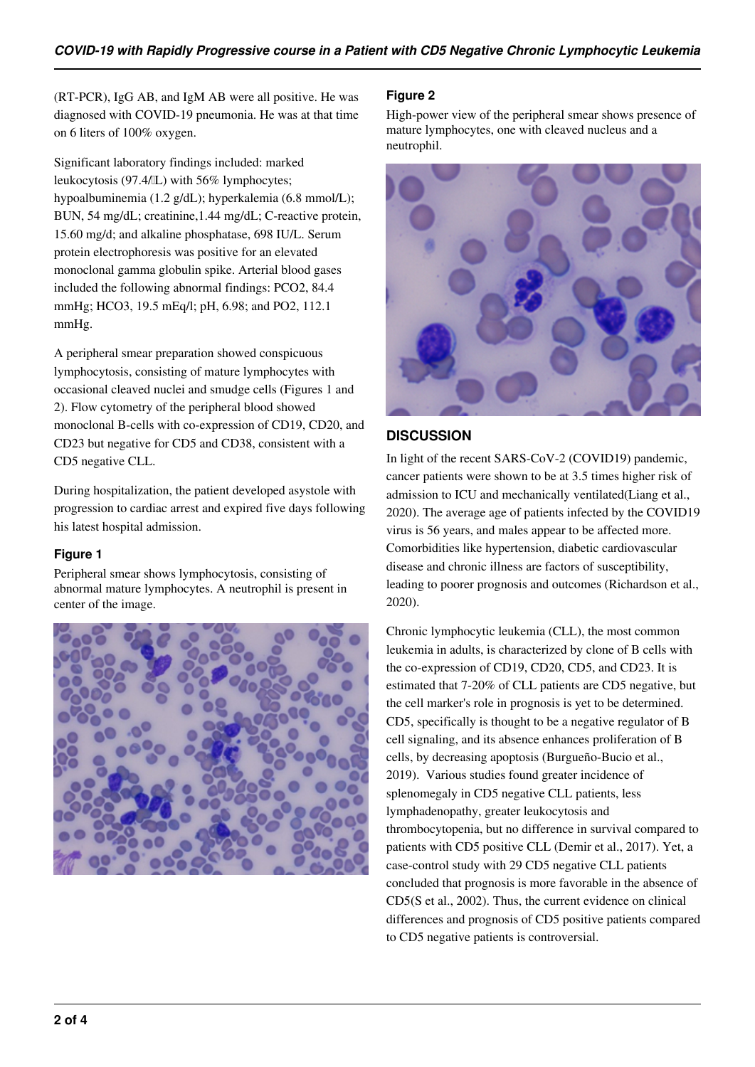(RT-PCR), IgG AB, and IgM AB were all positive. He was diagnosed with COVID-19 pneumonia. He was at that time on 6 liters of 100% oxygen.

Significant laboratory findings included: marked leukocytosis (97.4/L) with 56% lymphocytes; hypoalbuminemia (1.2 g/dL); hyperkalemia (6.8 mmol/L); BUN, 54 mg/dL; creatinine,1.44 mg/dL; C-reactive protein, 15.60 mg/d; and alkaline phosphatase, 698 IU/L. Serum protein electrophoresis was positive for an elevated monoclonal gamma globulin spike. Arterial blood gases included the following abnormal findings: PCO2, 84.4 mmHg; HCO3, 19.5 mEq/l; pH, 6.98; and PO2, 112.1 mmHg.

A peripheral smear preparation showed conspicuous lymphocytosis, consisting of mature lymphocytes with occasional cleaved nuclei and smudge cells (Figures 1 and 2). Flow cytometry of the peripheral blood showed monoclonal B-cells with co-expression of CD19, CD20, and CD23 but negative for CD5 and CD38, consistent with a CD5 negative CLL.

During hospitalization, the patient developed asystole with progression to cardiac arrest and expired five days following his latest hospital admission.

### Figure 1

Peripheral smear shows lymphocytosis, consisting of abnormal mature lymphocytes. A neutrophil is present in center of the image.

### Figure 2

High-power view of the peripheral smear shows presence of mature lymphocytes, one with cleaved nucleus and a neutrophil.

## DISCUSSION

In light of the recent SARS-CoV-2 (COVID19) pandemic, cancer patients were shown to be at 3.5 times higher risk of admission to ICU and mechanically ventilated(Liang et al., 2020). The average age of patients infected by the COVID19 virus is 56 years, and males appear to be affected more. Comorbidities like hypertension, diabetic cardiovascular disease and chronic illness are factors of susceptibility, leading to poorer prognosis and outcomes (Richardson et al., 2020).

Chronic lymphocytic leukemia (CLL), the most common leukemia in adults, is characterized by clone of B cells with the co-expression of CD19, CD20, CD5, and CD23. It is estimated that 7-20% of CLL patients are CD5 negative, but the cell marker's role in prognosis is yet to be determined. CD5, specifically is thought to be a negative regulator of B cell signaling, and its absence enhances proliferation of B cells, by decreasing apoptosis (Burgueño-Bucio et al., 2019). Various studies found greater incidence of splenomegaly in CD5 negative CLL patients, less lymphadenopathy, greater leukocytosis and thrombocytopenia, but no difference in survival compared to patients with CD5 positive CLL (Demir et al., 2017). Yet, a case-control study with 29 CD5 negative CLL patients concluded that prognosis is more favorable in the absence of CD5(S et al., 2002). Thus, the current evidence on clinical differences and prognosis of CD5 positive patients compared to CD5 negative patients is controversial.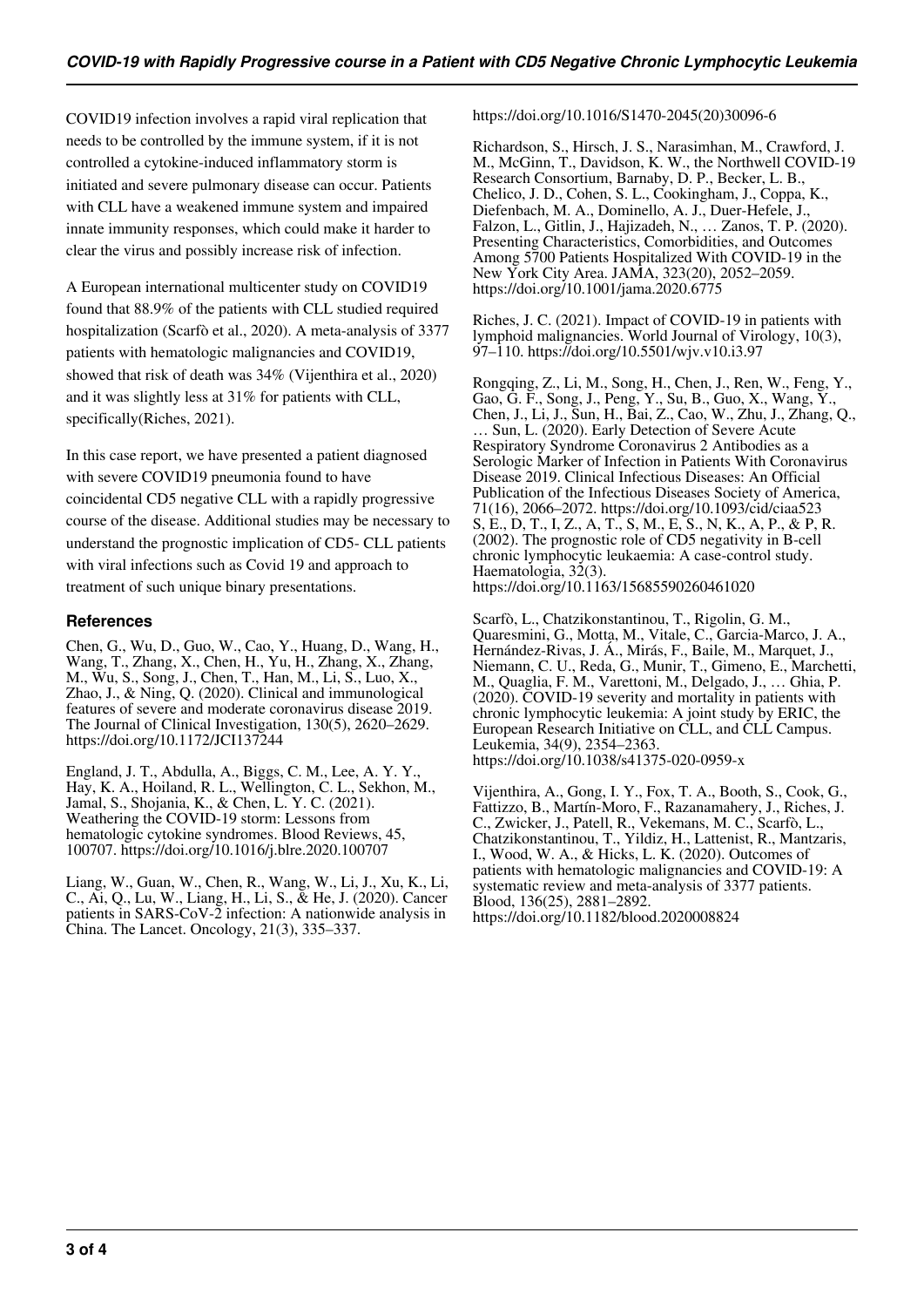COVID19 infection involves a rapid viral replication that needs to be controlled by the immune system, if it is not controlled a cytokine-induced inflammatory storm is initiated and severe pulmonary disease can occur. Patients with CLL have a weakened immune system and impaired innate immunity responses, which could make it harder to clear the virus and possibly increase risk of infection.

A European international multicenter study on COVID19 found that 88.9% of the patients with CLL studied required hospitalization (Scarfò et al., 2020). A meta-analysis of 3377 patients with hematologic malignancies and COVID19, showed that risk of death was 34% (Vijenthira et al., 2020) and it was slightly less at 31% for patients with CLL, specifically(Riches, 2021).

In this case report, we have presented a patient diagnosed with severe COVID19 pneumonia found to have coincidental CD5 negative CLL with a rapidly progressive course of the disease. Additional studies may be necessary to understand the prognostic implication of CD5- CLL patients with viral infections such as Covid 19 and approach to treatment of such unique binary presentations.

## References

Chen, G., Wu, D., Guo, W., Cao, Y., Huang, D., Wang, H., Wang, T., Zhang, X., Chen, H., Yu, H., Zhang, X., Zhang, M., Wu, S., Song, J., Chen, T., Han, M., Li, S., Luo, X., Zhao, J., & Ning, Q. (2020). Clinical and immunological features of severe and moderate coronavirus disease 2019. The Journal of Clinical Investigation, 130(5), 2620–2629. https://doi.org/10.1172/JCI137244

England, J. T., Abdulla, A., Biggs, C. M., Lee, A. Y. Y., Hay, K. A., Hoiland, R. L., Wellington, C. L., Sekhon, M., Jamal, S., Shojania, K., & Chen, L. Y. C. (2021). Weathering the COVID-19 storm: Lessons from hematologic cytokine syndromes. Blood Reviews, 45, 100707. https://doi.org/10.1016/j.blre.2020.100707

Liang, W., Guan, W., Chen, R., Wang, W., Li, J., Xu, K., Li, C., Ai, Q., Lu, W., Liang, H., Li, S., & He, J. (2020). Cancer patients in SARS-CoV-2 infection: A nationwide analysis in China. The Lancet. Oncology, 21(3), 335–337. https://doi.org/10.1016/S1470-2045(20)30096-6

Richardson, S., Hirsch, J. S., Narasimhan, M., Crawford, J. M., McGinn, T., Davidson, K. W., the Northwell COVID-19 Research Consortium, Barnaby, D. P., Becker, L. B., Chelico, J. D., Cohen, S. L., Cookingham, J., Coppa, K., Diefenbach, M. A., Dominello, A. J., Duer-Hefele, J., Falzon, L., Gitlin, J., Hajizadeh, N., … Zanos, T. P. (2020). Presenting Characteristics, Comorbidities, and Outcomes Among 5700 Patients Hospitalized With COVID-19 in the New York City Area. JAMA, 323(20), 2052–2059. https://doi.org/10.1001/jama.2020.6775

Riches, J. C. (2021). Impact of COVID-19 in patients with lymphoid malignancies. World Journal of Virology, 10(3), 97–110. https://doi.org/10.5501/wjv.v10.i3.97

Rongqing, Z., Li, M., Song, H., Chen, J., Ren, W., Feng, Y., Gao, G. F., Song, J., Peng, Y., Su, B., Guo, X., Wang, Y., Chen, J., Li, J., Sun, H., Bai, Z., Cao, W., Zhu, J., Zhang, Q., … Sun, L. (2020). Early Detection of Severe Acute Respiratory Syndrome Coronavirus 2 Antibodies as a Serologic Marker of Infection in Patients With Coronavirus Disease 2019. Clinical Infectious Diseases: An Official Publication of the Infectious Diseases Society of America, 71(16), 2066–2072. https://doi.org/10.1093/cid/ciaa523

S, E., D, T., I, Z., A, T., S, M., E, S., N, K., A, P., & P, R. (2002). The prognostic role of CD5 negativity in B-cell chronic lymphocytic leukaemia: A case-control study. Haematologia, 32(3). https://doi.org/10.1163/15685590260461020

Scarfò, L., Chatzikonstantinou, T., Rigolin, G. M., Quaresmini, G., Motta, M., Vitale, C., Garcia-Marco, J. A., Hernández-Rivas, J. Á., Mirás, F., Baile, M., Marquet, J., Niemann, C. U., Reda, G., Munir, T., Gimeno, E., Marchetti, M., Quaglia, F. M., Varettoni, M., Delgado, J., … Ghia, P. (2020). COVID-19 severity and mortality in patients with chronic lymphocytic leukemia: A joint study by ERIC, the European Research Initiative on CLL, and CLL Campus. Leukemia, 34(9), 2354–2363. https://doi.org/10.1038/s41375-020-0959-x

Vijenthira, A., Gong, I. Y., Fox, T. A., Booth, S., Cook, G., Fattizzo, B., Martín-Moro, F., Razanamahery, J., Riches, J. C., Zwicker, J., Patell, R., Vekemans, M. C., Scarfò, L., Chatzikonstantinou, T., Yildiz, H., Lattenist, R., Mantzaris, I., Wood, W. A., & Hicks, L. K. (2020). Outcomes of patients with hematologic malignancies and COVID-19: A systematic review and meta-analysis of 3377 patients. Blood, 136(25), 2881–2892. https://doi.org/10.1182/blood.2020008824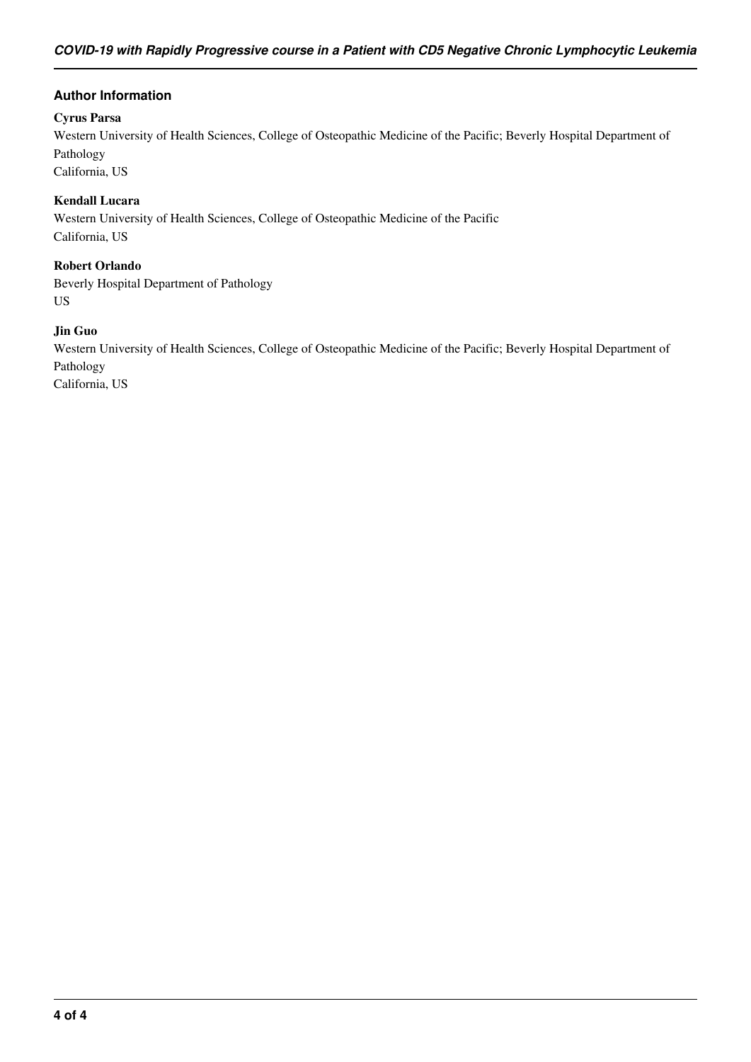## Author Information

**Cyrus Parsa**
Western University of Health Sciences, College of Osteopathic Medicine of the Pacific; Beverly Hospital Department of Pathology
California, US

**Kendall Lucara**
Western University of Health Sciences, College of Osteopathic Medicine of the Pacific
California, US

**Robert Orlando**
Beverly Hospital Department of Pathology
US

**Jin Guo**
Western University of Health Sciences, College of Osteopathic Medicine of the Pacific; Beverly Hospital Department of Pathology
California, US